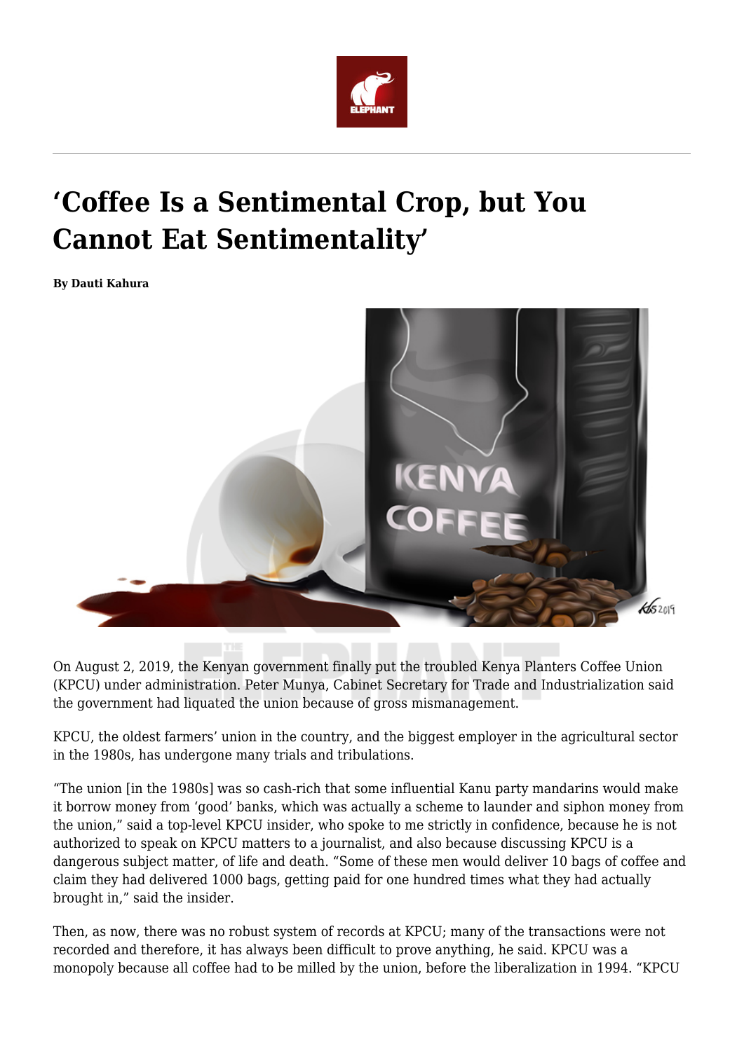# 'Coffee Is a Sentimental Crop, but You Cannot Eat Sentimentality'

**By Dauti Kahura**

On August 2, 2019, the Kenyan government finally put the troubled Kenya Planters Coffee Union (KPCU) under administration. Peter Munya, Cabinet Secretary for Trade and Industrialization said the government had liquated the union because of gross mismanagement.

KPCU, the oldest farmers' union in the country, and the biggest employer in the agricultural sector in the 1980s, has undergone many trials and tribulations.

"The union [in the 1980s] was so cash-rich that some influential Kanu party mandarins would make it borrow money from 'good' banks, which was actually a scheme to launder and siphon money from the union," said a top-level KPCU insider, who spoke to me strictly in confidence, because he is not authorized to speak on KPCU matters to a journalist, and also because discussing KPCU is a dangerous subject matter, of life and death. "Some of these men would deliver 10 bags of coffee and claim they had delivered 1000 bags, getting paid for one hundred times what they had actually brought in," said the insider.

Then, as now, there was no robust system of records at KPCU; many of the transactions were not recorded and therefore, it has always been difficult to prove anything, he said. KPCU was a monopoly because all coffee had to be milled by the union, before the liberalization in 1994. "KPCU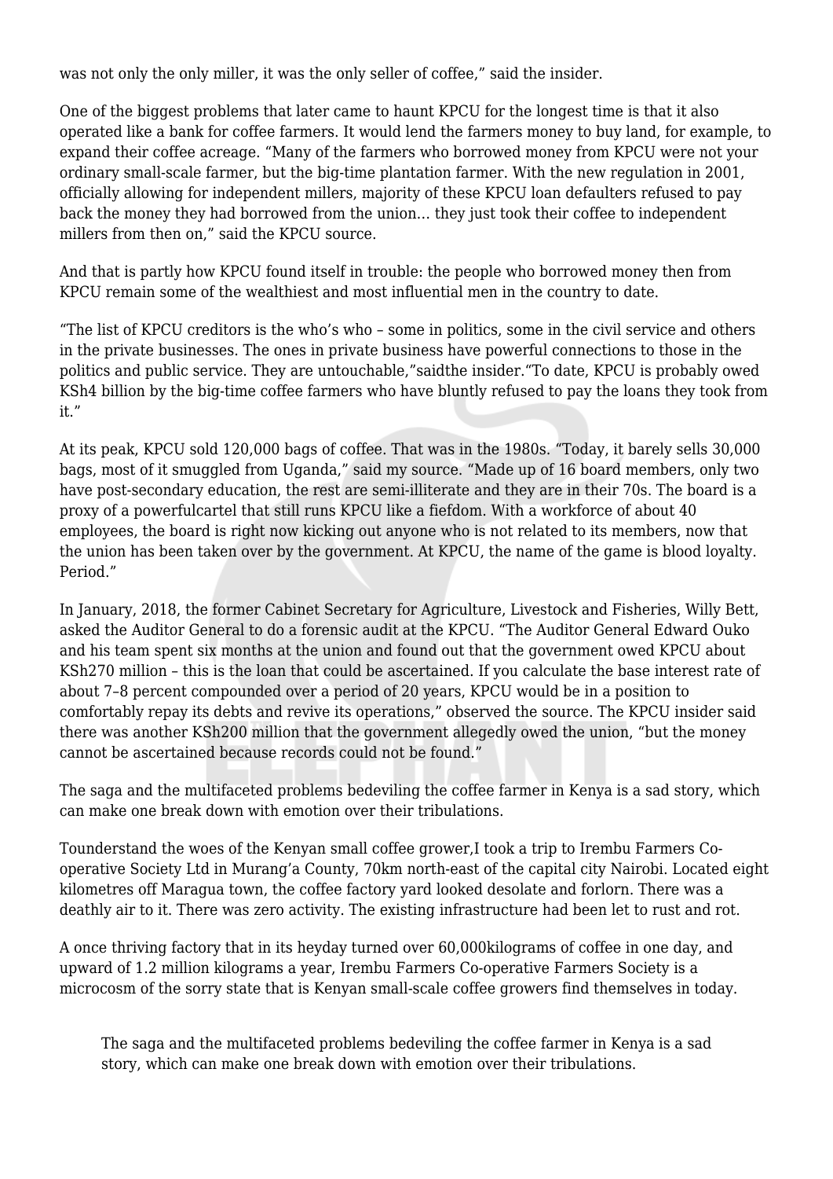was not only the only miller, it was the only seller of coffee," said the insider.

One of the biggest problems that later came to haunt KPCU for the longest time is that it also operated like a bank for coffee farmers. It would lend the farmers money to buy land, for example, to expand their coffee acreage. "Many of the farmers who borrowed money from KPCU were not your ordinary small-scale farmer, but the big-time plantation farmer. With the new regulation in 2001, officially allowing for independent millers, majority of these KPCU loan defaulters refused to pay back the money they had borrowed from the union… they just took their coffee to independent millers from then on," said the KPCU source.

And that is partly how KPCU found itself in trouble: the people who borrowed money then from KPCU remain some of the wealthiest and most influential men in the country to date.

"The list of KPCU creditors is the who's who – some in politics, some in the civil service and others in the private businesses. The ones in private business have powerful connections to those in the politics and public service. They are untouchable,"saidthe insider."To date, KPCU is probably owed KSh4 billion by the big-time coffee farmers who have bluntly refused to pay the loans they took from it."

At its peak, KPCU sold 120,000 bags of coffee. That was in the 1980s. "Today, it barely sells 30,000 bags, most of it smuggled from Uganda," said my source. "Made up of 16 board members, only two have post-secondary education, the rest are semi-illiterate and they are in their 70s. The board is a proxy of a powerfulcartel that still runs KPCU like a fiefdom. With a workforce of about 40 employees, the board is right now kicking out anyone who is not related to its members, now that the union has been taken over by the government. At KPCU, the name of the game is blood loyalty. Period."

In January, 2018, the former Cabinet Secretary for Agriculture, Livestock and Fisheries, Willy Bett, asked the Auditor General to do a forensic audit at the KPCU. "The Auditor General Edward Ouko and his team spent six months at the union and found out that the government owed KPCU about KSh270 million – this is the loan that could be ascertained. If you calculate the base interest rate of about 7–8 percent compounded over a period of 20 years, KPCU would be in a position to comfortably repay its debts and revive its operations," observed the source. The KPCU insider said there was another KSh200 million that the government allegedly owed the union, "but the money cannot be ascertained because records could not be found."

The saga and the multifaceted problems bedeviling the coffee farmer in Kenya is a sad story, which can make one break down with emotion over their tribulations.

Tounderstand the woes of the Kenyan small coffee grower,I took a trip to Irembu Farmers Co-operative Society Ltd in Murang'a County, 70km north-east of the capital city Nairobi. Located eight kilometres off Maragua town, the coffee factory yard looked desolate and forlorn. There was a deathly air to it. There was zero activity. The existing infrastructure had been let to rust and rot.

A once thriving factory that in its heyday turned over 60,000kilograms of coffee in one day, and upward of 1.2 million kilograms a year, Irembu Farmers Co-operative Farmers Society is a microcosm of the sorry state that is Kenyan small-scale coffee growers find themselves in today.

> The saga and the multifaceted problems bedeviling the coffee farmer in Kenya is a sad story, which can make one break down with emotion over their tribulations.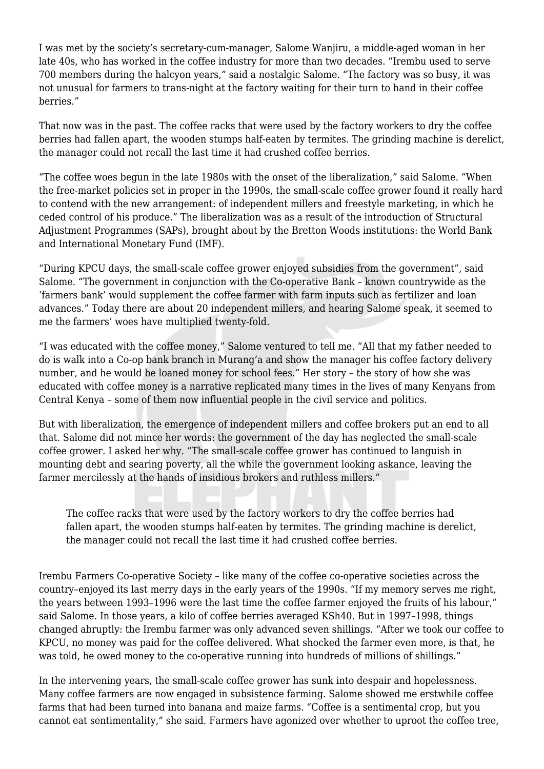I was met by the society's secretary-cum-manager, Salome Wanjiru, a middle-aged woman in her late 40s, who has worked in the coffee industry for more than two decades. "Irembu used to serve 700 members during the halcyon years," said a nostalgic Salome. "The factory was so busy, it was not unusual for farmers to trans-night at the factory waiting for their turn to hand in their coffee berries."

That now was in the past. The coffee racks that were used by the factory workers to dry the coffee berries had fallen apart, the wooden stumps half-eaten by termites. The grinding machine is derelict, the manager could not recall the last time it had crushed coffee berries.

"The coffee woes begun in the late 1980s with the onset of the liberalization," said Salome. "When the free-market policies set in proper in the 1990s, the small-scale coffee grower found it really hard to contend with the new arrangement: of independent millers and freestyle marketing, in which he ceded control of his produce." The liberalization was as a result of the introduction of Structural Adjustment Programmes (SAPs), brought about by the Bretton Woods institutions: the World Bank and International Monetary Fund (IMF).

"During KPCU days, the small-scale coffee grower enjoyed subsidies from the government", said Salome. "The government in conjunction with the Co-operative Bank – known countrywide as the 'farmers bank' would supplement the coffee farmer with farm inputs such as fertilizer and loan advances." Today there are about 20 independent millers, and hearing Salome speak, it seemed to me the farmers' woes have multiplied twenty-fold.

"I was educated with the coffee money," Salome ventured to tell me. "All that my father needed to do is walk into a Co-op bank branch in Murang'a and show the manager his coffee factory delivery number, and he would be loaned money for school fees." Her story – the story of how she was educated with coffee money is a narrative replicated many times in the lives of many Kenyans from Central Kenya – some of them now influential people in the civil service and politics.

But with liberalization, the emergence of independent millers and coffee brokers put an end to all that. Salome did not mince her words: the government of the day has neglected the small-scale coffee grower. I asked her why. "The small-scale coffee grower has continued to languish in mounting debt and searing poverty, all the while the government looking askance, leaving the farmer mercilessly at the hands of insidious brokers and ruthless millers."

> The coffee racks that were used by the factory workers to dry the coffee berries had fallen apart, the wooden stumps half-eaten by termites. The grinding machine is derelict, the manager could not recall the last time it had crushed coffee berries.

Irembu Farmers Co-operative Society – like many of the coffee co-operative societies across the country–enjoyed its last merry days in the early years of the 1990s. "If my memory serves me right, the years between 1993–1996 were the last time the coffee farmer enjoyed the fruits of his labour," said Salome. In those years, a kilo of coffee berries averaged KSh40. But in 1997–1998, things changed abruptly: the Irembu farmer was only advanced seven shillings. "After we took our coffee to KPCU, no money was paid for the coffee delivered. What shocked the farmer even more, is that, he was told, he owed money to the co-operative running into hundreds of millions of shillings."

In the intervening years, the small-scale coffee grower has sunk into despair and hopelessness. Many coffee farmers are now engaged in subsistence farming. Salome showed me erstwhile coffee farms that had been turned into banana and maize farms. "Coffee is a sentimental crop, but you cannot eat sentimentality," she said. Farmers have agonized over whether to uproot the coffee tree,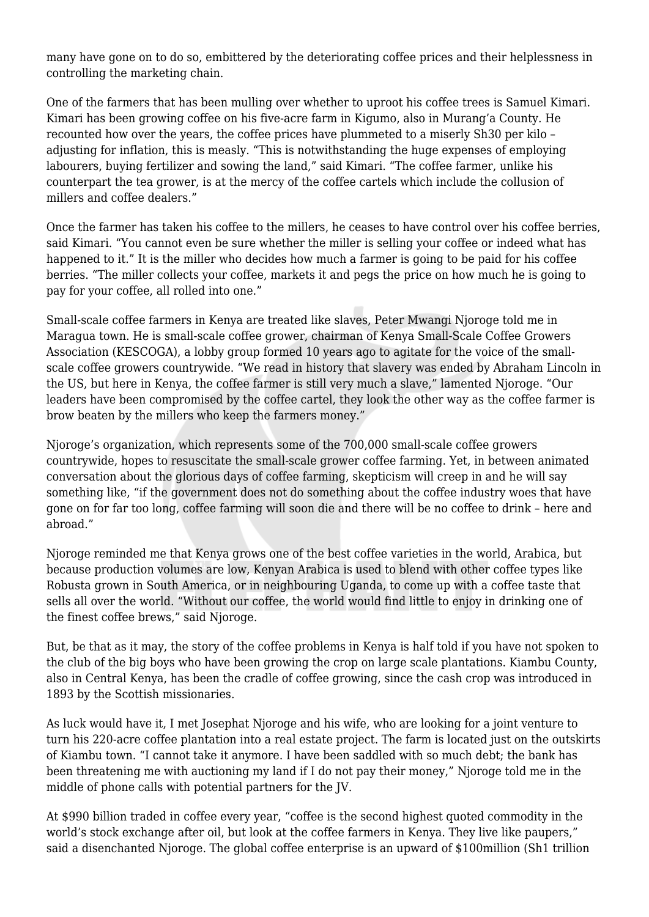many have gone on to do so, embittered by the deteriorating coffee prices and their helplessness in controlling the marketing chain.

One of the farmers that has been mulling over whether to uproot his coffee trees is Samuel Kimari. Kimari has been growing coffee on his five-acre farm in Kigumo, also in Murang'a County. He recounted how over the years, the coffee prices have plummeted to a miserly Sh30 per kilo – adjusting for inflation, this is measly. "This is notwithstanding the huge expenses of employing labourers, buying fertilizer and sowing the land," said Kimari. "The coffee farmer, unlike his counterpart the tea grower, is at the mercy of the coffee cartels which include the collusion of millers and coffee dealers."

Once the farmer has taken his coffee to the millers, he ceases to have control over his coffee berries, said Kimari. "You cannot even be sure whether the miller is selling your coffee or indeed what has happened to it." It is the miller who decides how much a farmer is going to be paid for his coffee berries. "The miller collects your coffee, markets it and pegs the price on how much he is going to pay for your coffee, all rolled into one."

Small-scale coffee farmers in Kenya are treated like slaves, Peter Mwangi Njoroge told me in Maragua town. He is small-scale coffee grower, chairman of Kenya Small-Scale Coffee Growers Association (KESCOGA), a lobby group formed 10 years ago to agitate for the voice of the small-scale coffee growers countrywide. "We read in history that slavery was ended by Abraham Lincoln in the US, but here in Kenya, the coffee farmer is still very much a slave," lamented Njoroge. "Our leaders have been compromised by the coffee cartel, they look the other way as the coffee farmer is brow beaten by the millers who keep the farmers money."

Njoroge's organization, which represents some of the 700,000 small-scale coffee growers countrywide, hopes to resuscitate the small-scale grower coffee farming. Yet, in between animated conversation about the glorious days of coffee farming, skepticism will creep in and he will say something like, "if the government does not do something about the coffee industry woes that have gone on for far too long, coffee farming will soon die and there will be no coffee to drink – here and abroad."

Njoroge reminded me that Kenya grows one of the best coffee varieties in the world, Arabica, but because production volumes are low, Kenyan Arabica is used to blend with other coffee types like Robusta grown in South America, or in neighbouring Uganda, to come up with a coffee taste that sells all over the world. "Without our coffee, the world would find little to enjoy in drinking one of the finest coffee brews," said Njoroge.

But, be that as it may, the story of the coffee problems in Kenya is half told if you have not spoken to the club of the big boys who have been growing the crop on large scale plantations. Kiambu County, also in Central Kenya, has been the cradle of coffee growing, since the cash crop was introduced in 1893 by the Scottish missionaries.

As luck would have it, I met Josephat Njoroge and his wife, who are looking for a joint venture to turn his 220-acre coffee plantation into a real estate project. The farm is located just on the outskirts of Kiambu town. "I cannot take it anymore. I have been saddled with so much debt; the bank has been threatening me with auctioning my land if I do not pay their money," Njoroge told me in the middle of phone calls with potential partners for the JV.

At $990 billion traded in coffee every year, "coffee is the second highest quoted commodity in the world's stock exchange after oil, but look at the coffee farmers in Kenya. They live like paupers," said a disenchanted Njoroge. The global coffee enterprise is an upward of $100million (Sh1 trillion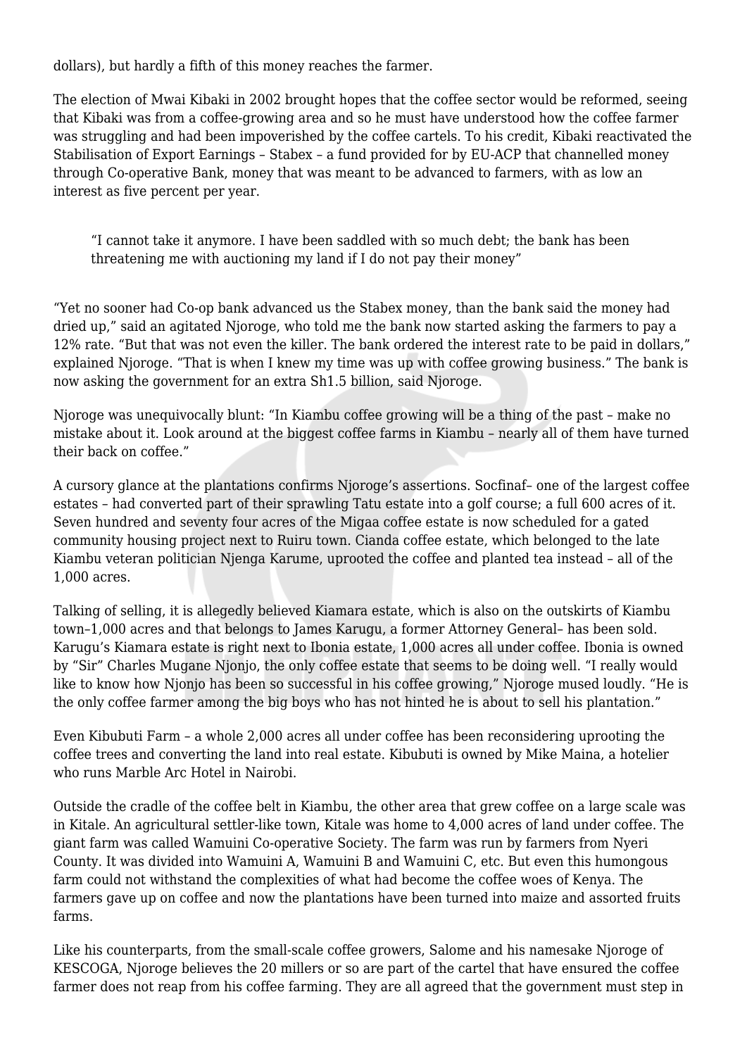dollars), but hardly a fifth of this money reaches the farmer.

The election of Mwai Kibaki in 2002 brought hopes that the coffee sector would be reformed, seeing that Kibaki was from a coffee-growing area and so he must have understood how the coffee farmer was struggling and had been impoverished by the coffee cartels. To his credit, Kibaki reactivated the Stabilisation of Export Earnings – Stabex – a fund provided for by EU-ACP that channelled money through Co-operative Bank, money that was meant to be advanced to farmers, with as low an interest as five percent per year.

> "I cannot take it anymore. I have been saddled with so much debt; the bank has been threatening me with auctioning my land if I do not pay their money"

"Yet no sooner had Co-op bank advanced us the Stabex money, than the bank said the money had dried up," said an agitated Njoroge, who told me the bank now started asking the farmers to pay a 12% rate. "But that was not even the killer. The bank ordered the interest rate to be paid in dollars," explained Njoroge. "That is when I knew my time was up with coffee growing business." The bank is now asking the government for an extra Sh1.5 billion, said Njoroge.

Njoroge was unequivocally blunt: "In Kiambu coffee growing will be a thing of the past – make no mistake about it. Look around at the biggest coffee farms in Kiambu – nearly all of them have turned their back on coffee."

A cursory glance at the plantations confirms Njoroge's assertions. Socfinaf– one of the largest coffee estates – had converted part of their sprawling Tatu estate into a golf course; a full 600 acres of it. Seven hundred and seventy four acres of the Migaa coffee estate is now scheduled for a gated community housing project next to Ruiru town. Cianda coffee estate, which belonged to the late Kiambu veteran politician Njenga Karume, uprooted the coffee and planted tea instead – all of the 1,000 acres.

Talking of selling, it is allegedly believed Kiamara estate, which is also on the outskirts of Kiambu town–1,000 acres and that belongs to James Karugu, a former Attorney General– has been sold. Karugu's Kiamara estate is right next to Ibonia estate, 1,000 acres all under coffee. Ibonia is owned by "Sir" Charles Mugane Njonjo, the only coffee estate that seems to be doing well. "I really would like to know how Njonjo has been so successful in his coffee growing," Njoroge mused loudly. "He is the only coffee farmer among the big boys who has not hinted he is about to sell his plantation."

Even Kibubuti Farm – a whole 2,000 acres all under coffee has been reconsidering uprooting the coffee trees and converting the land into real estate. Kibubuti is owned by Mike Maina, a hotelier who runs Marble Arc Hotel in Nairobi.

Outside the cradle of the coffee belt in Kiambu, the other area that grew coffee on a large scale was in Kitale. An agricultural settler-like town, Kitale was home to 4,000 acres of land under coffee. The giant farm was called Wamuini Co-operative Society. The farm was run by farmers from Nyeri County. It was divided into Wamuini A, Wamuini B and Wamuini C, etc. But even this humongous farm could not withstand the complexities of what had become the coffee woes of Kenya. The farmers gave up on coffee and now the plantations have been turned into maize and assorted fruits farms.

Like his counterparts, from the small-scale coffee growers, Salome and his namesake Njoroge of KESCOGA, Njoroge believes the 20 millers or so are part of the cartel that have ensured the coffee farmer does not reap from his coffee farming. They are all agreed that the government must step in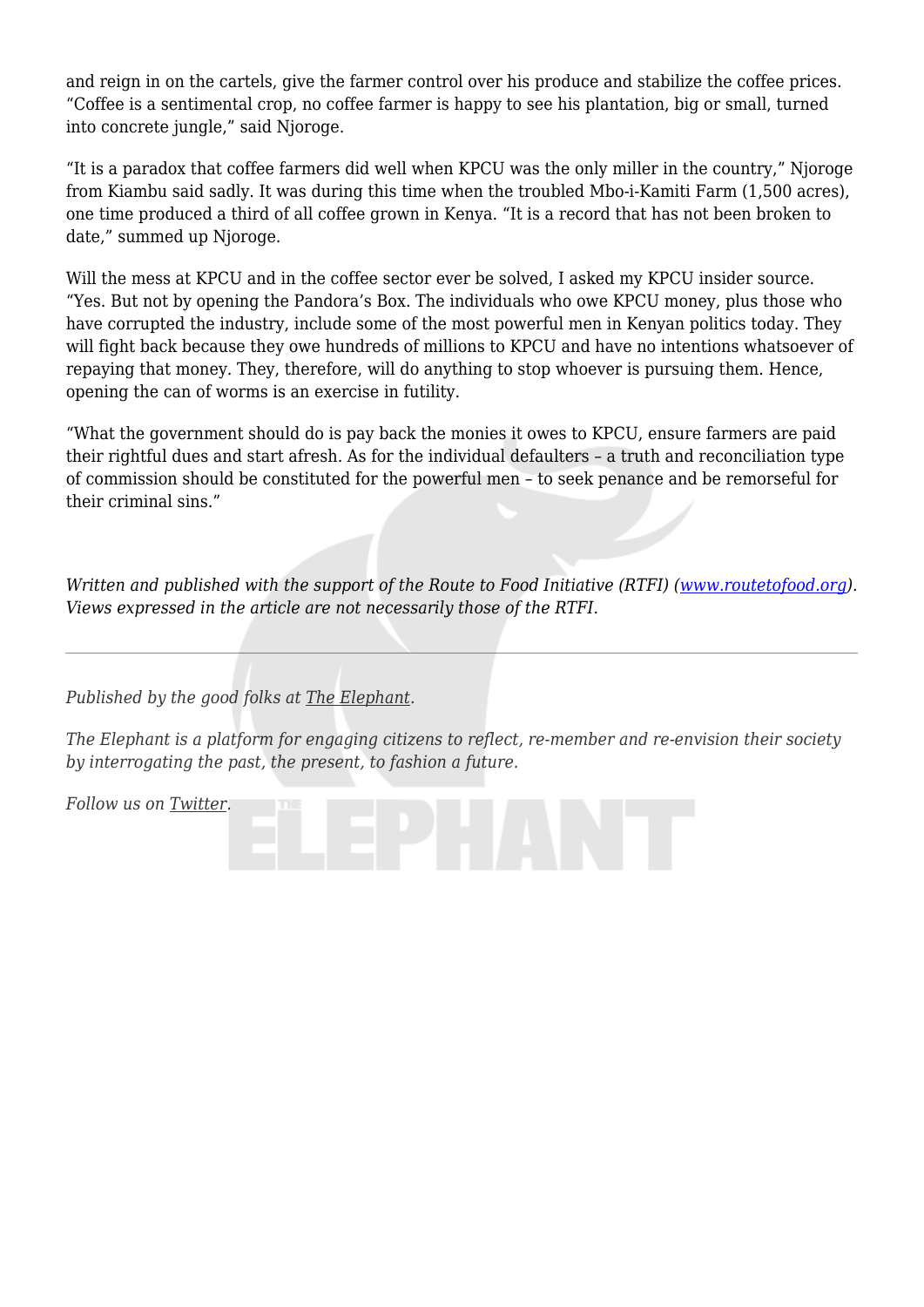and reign in on the cartels, give the farmer control over his produce and stabilize the coffee prices. "Coffee is a sentimental crop, no coffee farmer is happy to see his plantation, big or small, turned into concrete jungle," said Njoroge.

"It is a paradox that coffee farmers did well when KPCU was the only miller in the country," Njoroge from Kiambu said sadly. It was during this time when the troubled Mbo-i-Kamiti Farm (1,500 acres), one time produced a third of all coffee grown in Kenya. "It is a record that has not been broken to date," summed up Njoroge.

Will the mess at KPCU and in the coffee sector ever be solved, I asked my KPCU insider source. "Yes. But not by opening the Pandora's Box. The individuals who owe KPCU money, plus those who have corrupted the industry, include some of the most powerful men in Kenyan politics today. They will fight back because they owe hundreds of millions to KPCU and have no intentions whatsoever of repaying that money. They, therefore, will do anything to stop whoever is pursuing them. Hence, opening the can of worms is an exercise in futility.

"What the government should do is pay back the monies it owes to KPCU, ensure farmers are paid their rightful dues and start afresh. As for the individual defaulters – a truth and reconciliation type of commission should be constituted for the powerful men – to seek penance and be remorseful for their criminal sins."

*Written and published with the support of the Route to Food Initiative (RTFI) ([www.routetofood.org](http://www.routetofood.org)). Views expressed in the article are not necessarily those of the RTFI.*

---

*Published by the good folks at The Elephant.*

*The Elephant is a platform for engaging citizens to reflect, re-member and re-envision their society by interrogating the past, the present, to fashion a future.*

*Follow us on Twitter.*